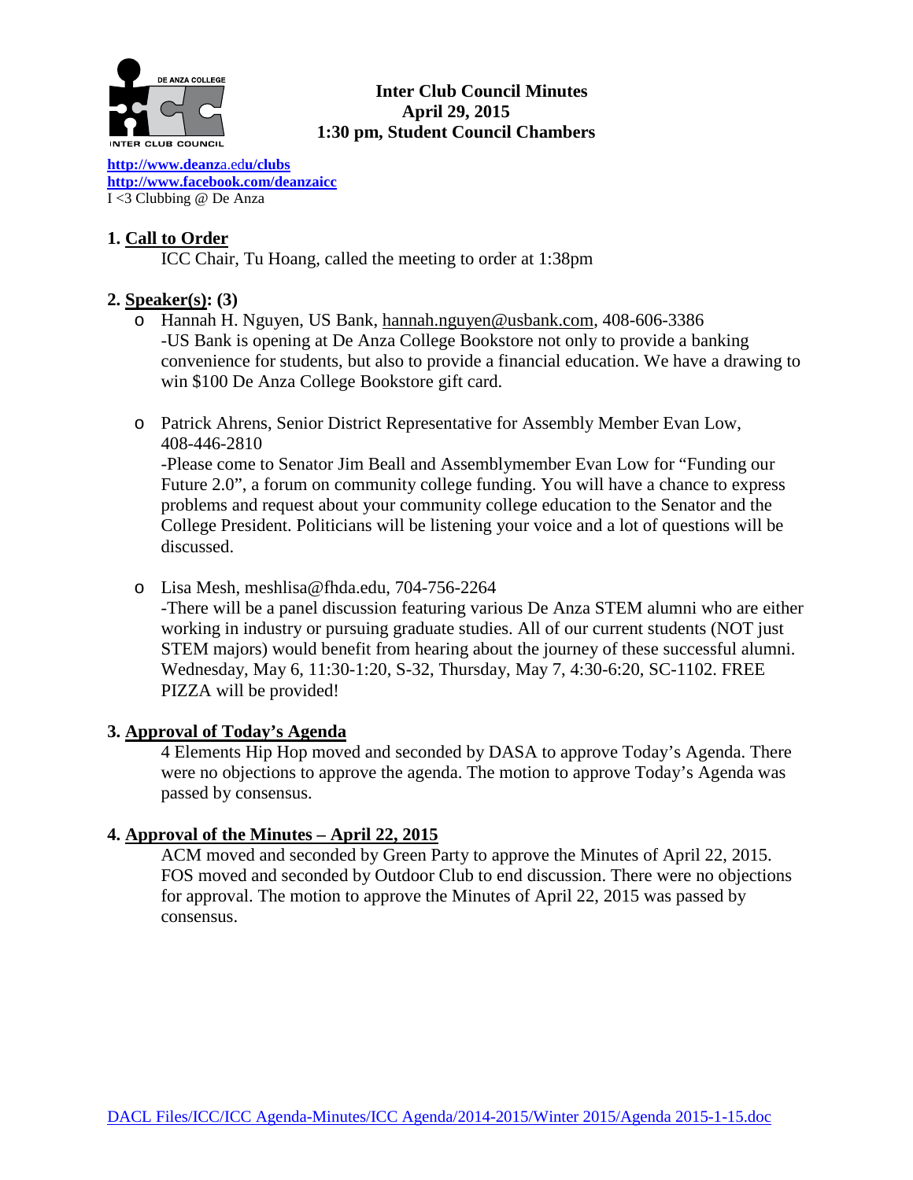**Inter Club Council Minutes**
**April 29, 2015**
**1:30 pm, Student Council Chambers**

**http://www.deanza.edu/clubs**
**http://www.facebook.com/deanzaicc**
I <3 Clubbing @ De Anza

## 1. Call to Order

ICC Chair, Tu Hoang, called the meeting to order at 1:38pm

## 2. Speaker(s): (3)

- Hannah H. Nguyen, US Bank, hannah.nguyen@usbank.com, 408-606-3386
  -US Bank is opening at De Anza College Bookstore not only to provide a banking convenience for students, but also to provide a financial education. We have a drawing to win $100 De Anza College Bookstore gift card.

- Patrick Ahrens, Senior District Representative for Assembly Member Evan Low, 408-446-2810
  -Please come to Senator Jim Beall and Assemblymember Evan Low for "Funding our Future 2.0", a forum on community college funding. You will have a chance to express problems and request about your community college education to the Senator and the College President. Politicians will be listening your voice and a lot of questions will be discussed.

- Lisa Mesh, meshlisa@fhda.edu, 704-756-2264
  -There will be a panel discussion featuring various De Anza STEM alumni who are either working in industry or pursuing graduate studies. All of our current students (NOT just STEM majors) would benefit from hearing about the journey of these successful alumni. Wednesday, May 6, 11:30-1:20, S-32, Thursday, May 7, 4:30-6:20, SC-1102. FREE PIZZA will be provided!

## 3. Approval of Today's Agenda

4 Elements Hip Hop moved and seconded by DASA to approve Today's Agenda. There were no objections to approve the agenda. The motion to approve Today's Agenda was passed by consensus.

## 4. Approval of the Minutes – April 22, 2015

ACM moved and seconded by Green Party to approve the Minutes of April 22, 2015. FOS moved and seconded by Outdoor Club to end discussion. There were no objections for approval. The motion to approve the Minutes of April 22, 2015 was passed by consensus.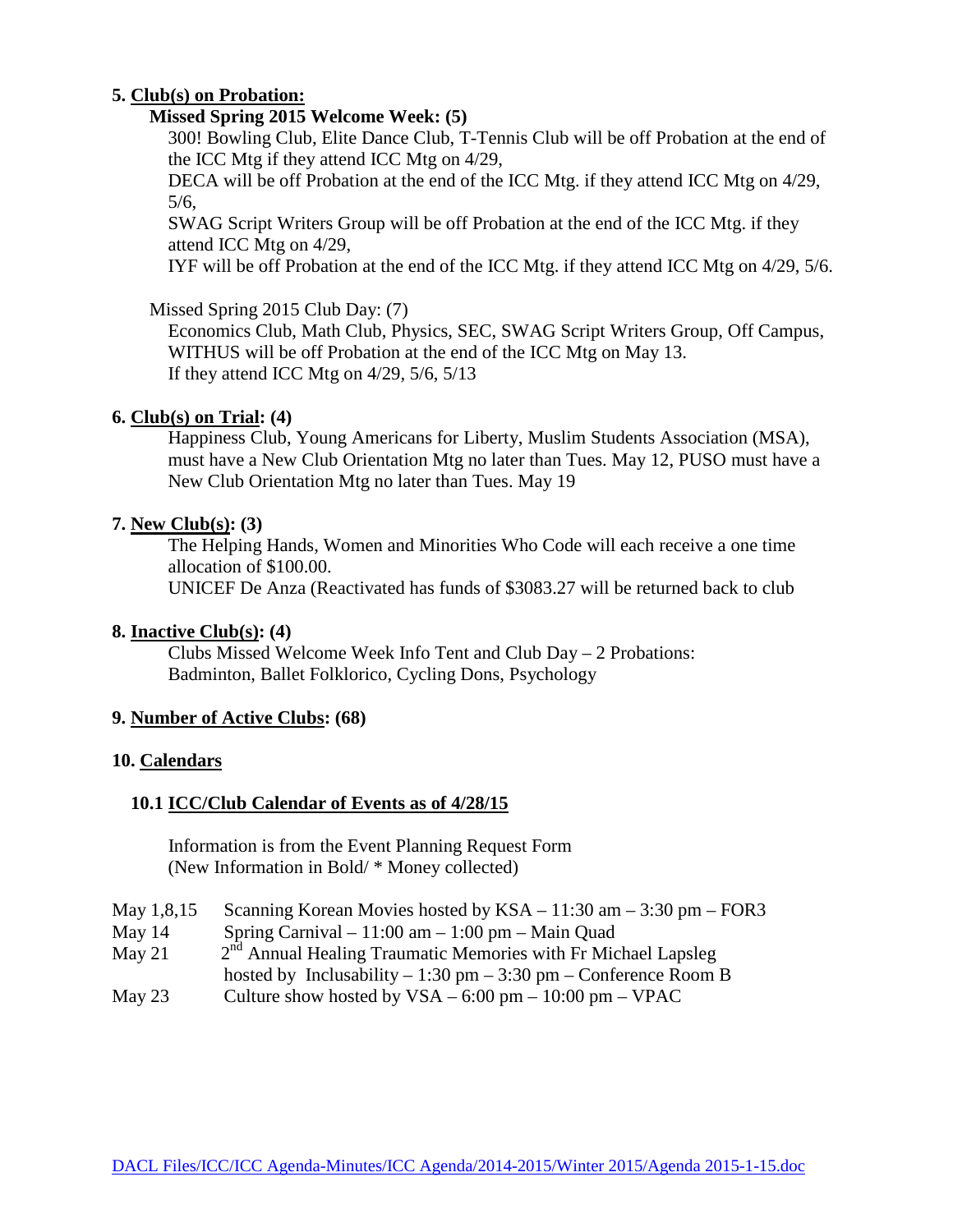**5. <u>Club(s) on Probation:</u>**

**Missed Spring 2015 Welcome Week: (5)**

300! Bowling Club, Elite Dance Club, T-Tennis Club will be off Probation at the end of the ICC Mtg if they attend ICC Mtg on 4/29,

DECA will be off Probation at the end of the ICC Mtg. if they attend ICC Mtg on 4/29, 5/6,

SWAG Script Writers Group will be off Probation at the end of the ICC Mtg. if they attend ICC Mtg on 4/29,

IYF will be off Probation at the end of the ICC Mtg. if they attend ICC Mtg on 4/29, 5/6.

Missed Spring 2015 Club Day: (7)

Economics Club, Math Club, Physics, SEC, SWAG Script Writers Group, Off Campus, WITHUS will be off Probation at the end of the ICC Mtg on May 13.
If they attend ICC Mtg on 4/29, 5/6, 5/13

**6. <u>Club(s) on Trial</u>: (4)**

Happiness Club, Young Americans for Liberty, Muslim Students Association (MSA), must have a New Club Orientation Mtg no later than Tues. May 12, PUSO must have a New Club Orientation Mtg no later than Tues. May 19

**7. <u>New Club(s)</u>: (3)**

The Helping Hands, Women and Minorities Who Code will each receive a one time allocation of $100.00.

UNICEF De Anza (Reactivated has funds of $3083.27 will be returned back to club

**8. <u>Inactive Club(s)</u>: (4)**

Clubs Missed Welcome Week Info Tent and Club Day – 2 Probations:
Badminton, Ballet Folklorico, Cycling Dons, Psychology

**9. <u>Number of Active Clubs</u>: (68)**

**10. <u>Calendars</u>**

**10.1 <u>ICC/Club Calendar of Events as of 4/28/15</u>**

Information is from the Event Planning Request Form
(New Information in Bold/ * Money collected)

| | |
|---|---|
| May 1,8,15 | Scanning Korean Movies hosted by KSA – 11:30 am – 3:30 pm – FOR3 |
| May 14 | Spring Carnival – 11:00 am – 1:00 pm – Main Quad |
| May 21 | 2nd Annual Healing Traumatic Memories with Fr Michael Lapsleg hosted by Inclusability – 1:30 pm – 3:30 pm – Conference Room B |
| May 23 | Culture show hosted by VSA – 6:00 pm – 10:00 pm – VPAC |

DACL Files/ICC/ICC Agenda-Minutes/ICC Agenda/2014-2015/Winter 2015/Agenda 2015-1-15.doc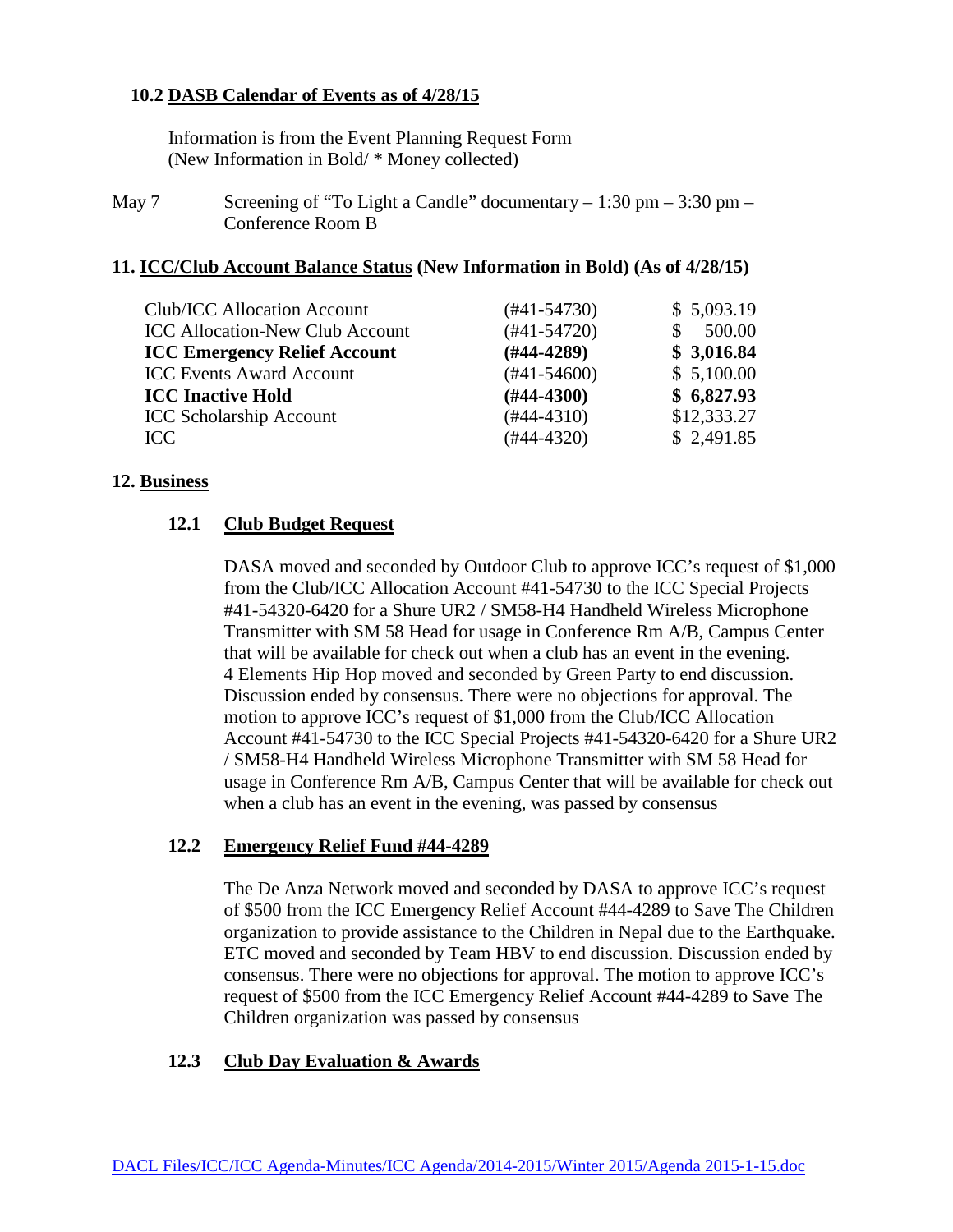### 10.2 DASB Calendar of Events as of 4/28/15

Information is from the Event Planning Request Form
(New Information in Bold/ * Money collected)

May 7 Screening of "To Light a Candle" documentary – 1:30 pm – 3:30 pm – Conference Room B

## 11. ICC/Club Account Balance Status (New Information in Bold) (As of 4/28/15)

| | | |
|---|---|---|
| Club/ICC Allocation Account | (#41-54730) | $ 5,093.19 |
| ICC Allocation-New Club Account | (#41-54720) | $ 500.00 |
| **ICC Emergency Relief Account** | **(#44-4289)** | **$ 3,016.84** |
| ICC Events Award Account | (#41-54600) | $ 5,100.00 |
| **ICC Inactive Hold** | **(#44-4300)** | **$ 6,827.93** |
| ICC Scholarship Account | (#44-4310) | $12,333.27 |
| ICC | (#44-4320) | $ 2,491.85 |

## 12. Business

### 12.1 Club Budget Request

DASA moved and seconded by Outdoor Club to approve ICC's request of $1,000 from the Club/ICC Allocation Account #41-54730 to the ICC Special Projects #41-54320-6420 for a Shure UR2 / SM58-H4 Handheld Wireless Microphone Transmitter with SM 58 Head for usage in Conference Rm A/B, Campus Center that will be available for check out when a club has an event in the evening. 4 Elements Hip Hop moved and seconded by Green Party to end discussion. Discussion ended by consensus. There were no objections for approval. The motion to approve ICC's request of $1,000 from the Club/ICC Allocation Account #41-54730 to the ICC Special Projects #41-54320-6420 for a Shure UR2 / SM58-H4 Handheld Wireless Microphone Transmitter with SM 58 Head for usage in Conference Rm A/B, Campus Center that will be available for check out when a club has an event in the evening, was passed by consensus

### 12.2 Emergency Relief Fund #44-4289

The De Anza Network moved and seconded by DASA to approve ICC's request of $500 from the ICC Emergency Relief Account #44-4289 to Save The Children organization to provide assistance to the Children in Nepal due to the Earthquake. ETC moved and seconded by Team HBV to end discussion. Discussion ended by consensus. There were no objections for approval. The motion to approve ICC's request of $500 from the ICC Emergency Relief Account #44-4289 to Save The Children organization was passed by consensus

### 12.3 Club Day Evaluation & Awards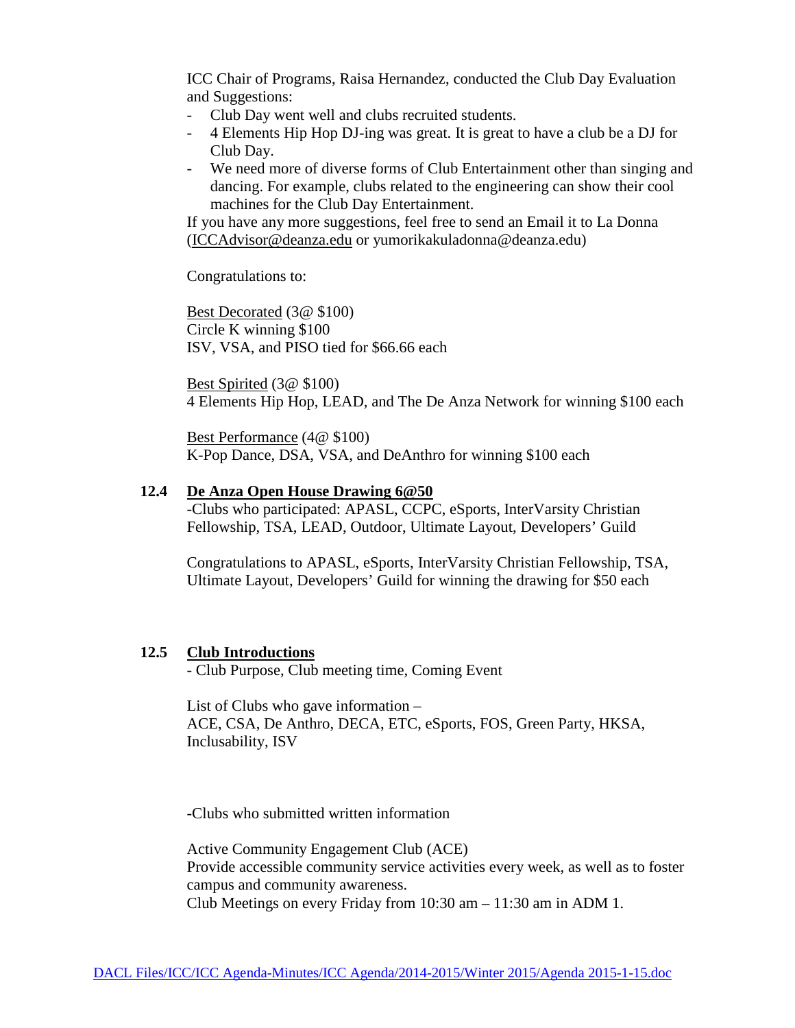ICC Chair of Programs, Raisa Hernandez, conducted the Club Day Evaluation and Suggestions:

- Club Day went well and clubs recruited students.
- 4 Elements Hip Hop DJ-ing was great. It is great to have a club be a DJ for Club Day.
- We need more of diverse forms of Club Entertainment other than singing and dancing. For example, clubs related to the engineering can show their cool machines for the Club Day Entertainment.

If you have any more suggestions, feel free to send an Email it to La Donna (ICCAdvisor@deanza.edu or yumorikakuladonna@deanza.edu)

Congratulations to:

Best Decorated (3@ $100)
Circle K winning $100
ISV, VSA, and PISO tied for $66.66 each

Best Spirited (3@ $100)
4 Elements Hip Hop, LEAD, and The De Anza Network for winning $100 each

Best Performance (4@ $100)
K-Pop Dance, DSA, VSA, and DeAnthro for winning $100 each

**12.4 De Anza Open House Drawing 6@50**

-Clubs who participated: APASL, CCPC, eSports, InterVarsity Christian Fellowship, TSA, LEAD, Outdoor, Ultimate Layout, Developers' Guild

Congratulations to APASL, eSports, InterVarsity Christian Fellowship, TSA, Ultimate Layout, Developers' Guild for winning the drawing for $50 each

**12.5 Club Introductions**

- Club Purpose, Club meeting time, Coming Event

List of Clubs who gave information –
ACE, CSA, De Anthro, DECA, ETC, eSports, FOS, Green Party, HKSA, Inclusability, ISV

-Clubs who submitted written information

Active Community Engagement Club (ACE)
Provide accessible community service activities every week, as well as to foster campus and community awareness.
Club Meetings on every Friday from 10:30 am – 11:30 am in ADM 1.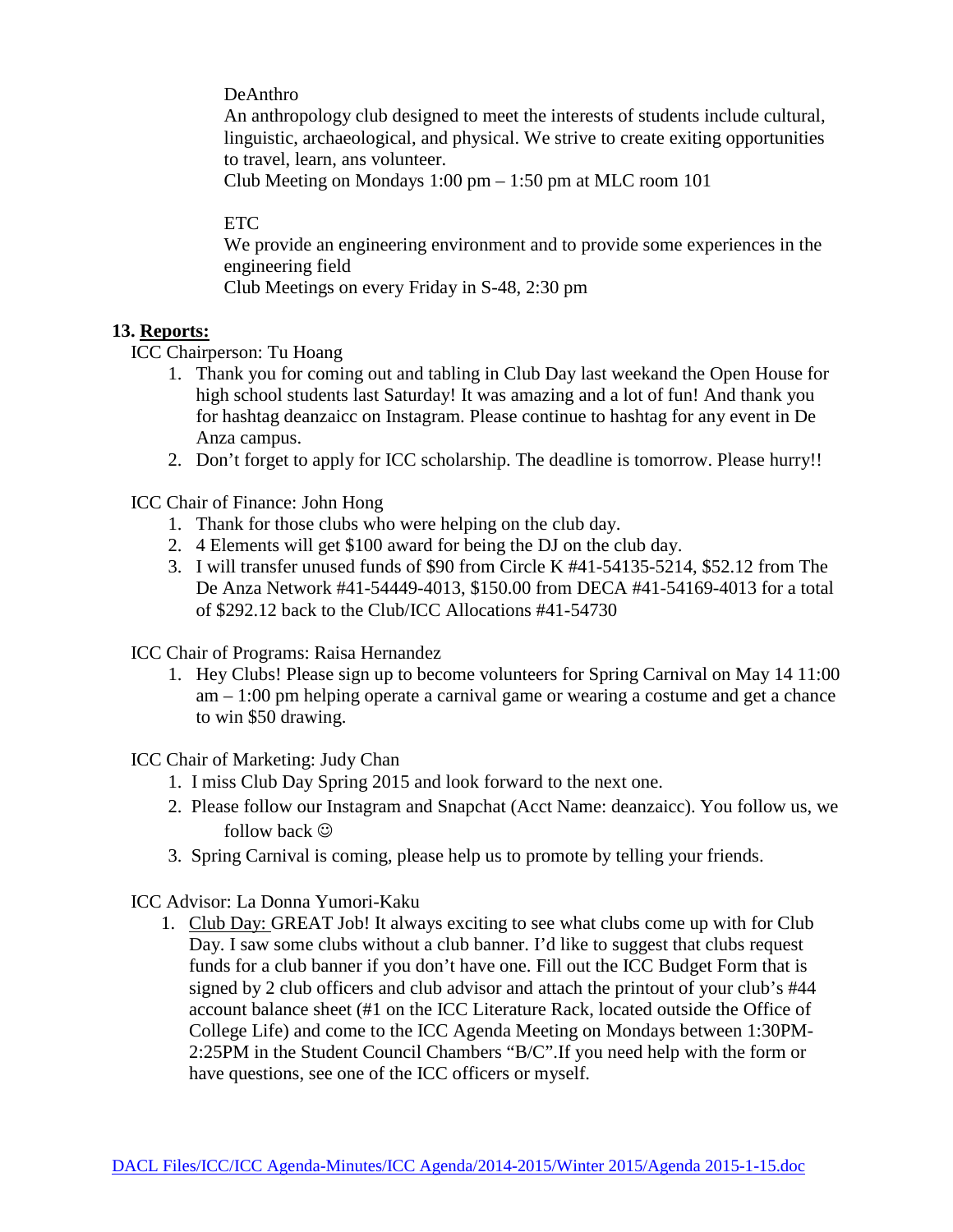DeAnthro
An anthropology club designed to meet the interests of students include cultural, linguistic, archaeological, and physical. We strive to create exiting opportunities to travel, learn, ans volunteer.
Club Meeting on Mondays 1:00 pm – 1:50 pm at MLC room 101

ETC
We provide an engineering environment and to provide some experiences in the engineering field
Club Meetings on every Friday in S-48, 2:30 pm

**13. <u>Reports:</u>**

ICC Chairperson: Tu Hoang

1. Thank you for coming out and tabling in Club Day last weekand the Open House for high school students last Saturday! It was amazing and a lot of fun! And thank you for hashtag deanzaicc on Instagram. Please continue to hashtag for any event in De Anza campus.
2. Don't forget to apply for ICC scholarship. The deadline is tomorrow. Please hurry!!

ICC Chair of Finance: John Hong

1. Thank for those clubs who were helping on the club day.
2. 4 Elements will get $100 award for being the DJ on the club day.
3. I will transfer unused funds of $90 from Circle K #41-54135-5214, $52.12 from The De Anza Network #41-54449-4013, $150.00 from DECA #41-54169-4013 for a total of $292.12 back to the Club/ICC Allocations #41-54730

ICC Chair of Programs: Raisa Hernandez

1. Hey Clubs! Please sign up to become volunteers for Spring Carnival on May 14 11:00 am – 1:00 pm helping operate a carnival game or wearing a costume and get a chance to win $50 drawing.

ICC Chair of Marketing: Judy Chan

1. I miss Club Day Spring 2015 and look forward to the next one.
2. Please follow our Instagram and Snapchat (Acct Name: deanzaicc). You follow us, we follow back ☺
3. Spring Carnival is coming, please help us to promote by telling your friends.

ICC Advisor: La Donna Yumori-Kaku

1. <u>Club Day:</u> GREAT Job! It always exciting to see what clubs come up with for Club Day. I saw some clubs without a club banner. I'd like to suggest that clubs request funds for a club banner if you don't have one. Fill out the ICC Budget Form that is signed by 2 club officers and club advisor and attach the printout of your club's #44 account balance sheet (#1 on the ICC Literature Rack, located outside the Office of College Life) and come to the ICC Agenda Meeting on Mondays between 1:30PM-2:25PM in the Student Council Chambers "B/C".If you need help with the form or have questions, see one of the ICC officers or myself.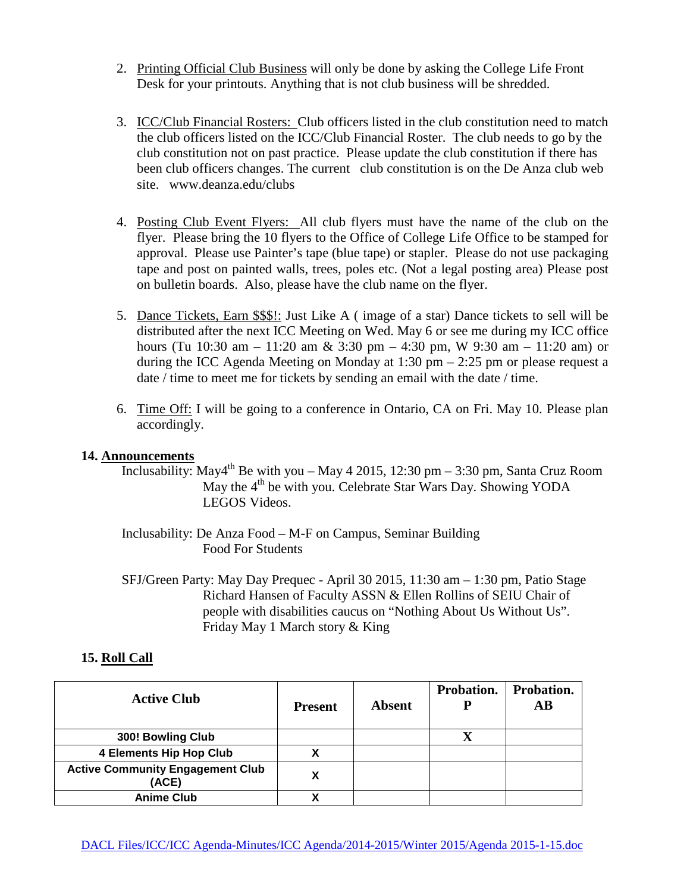2. Printing Official Club Business will only be done by asking the College Life Front Desk for your printouts. Anything that is not club business will be shredded.

3. ICC/Club Financial Rosters: Club officers listed in the club constitution need to match the club officers listed on the ICC/Club Financial Roster. The club needs to go by the club constitution not on past practice. Please update the club constitution if there has been club officers changes. The current club constitution is on the De Anza club web site. www.deanza.edu/clubs

4. Posting Club Event Flyers: All club flyers must have the name of the club on the flyer. Please bring the 10 flyers to the Office of College Life Office to be stamped for approval. Please use Painter's tape (blue tape) or stapler. Please do not use packaging tape and post on painted walls, trees, poles etc. (Not a legal posting area) Please post on bulletin boards. Also, please have the club name on the flyer.

5. Dance Tickets, Earn $$$!: Just Like A ( image of a star) Dance tickets to sell will be distributed after the next ICC Meeting on Wed. May 6 or see me during my ICC office hours (Tu 10:30 am – 11:20 am & 3:30 pm – 4:30 pm, W 9:30 am – 11:20 am) or during the ICC Agenda Meeting on Monday at 1:30 pm – 2:25 pm or please request a date / time to meet me for tickets by sending an email with the date / time.

6. Time Off: I will be going to a conference in Ontario, CA on Fri. May 10. Please plan accordingly.

## 14. Announcements

Inclusability: May4th Be with you – May 4 2015, 12:30 pm – 3:30 pm, Santa Cruz Room
May the 4th be with you. Celebrate Star Wars Day. Showing YODA LEGOS Videos.

Inclusability: De Anza Food – M-F on Campus, Seminar Building
Food For Students

SFJ/Green Party: May Day Prequec - April 30 2015, 11:30 am – 1:30 pm, Patio Stage
Richard Hansen of Faculty ASSN & Ellen Rollins of SEIU Chair of people with disabilities caucus on "Nothing About Us Without Us". Friday May 1 March story & King

## 15. Roll Call

| Active Club | Present | Absent | Probation. P | Probation. AB |
|---|---|---|---|---|
| **300! Bowling Club** | | | X | |
| **4 Elements Hip Hop Club** | X | | | |
| **Active Community Engagement Club (ACE)** | X | | | |
| **Anime Club** | X | | | |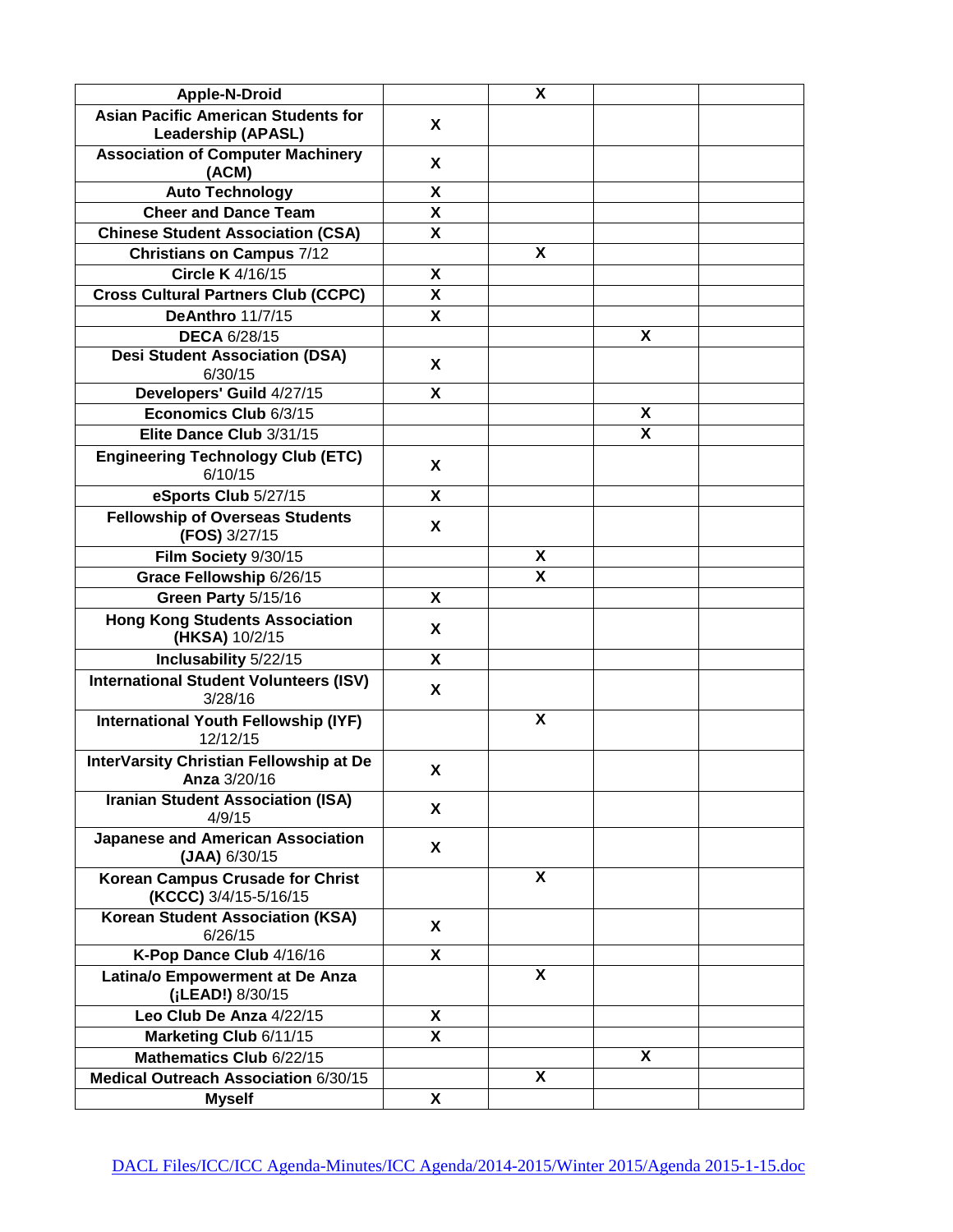| **Apple-N-Droid** | | X | | |
|---|---|---|---|---|
| **Asian Pacific American Students for Leadership (APASL)** | X | | | |
| **Association of Computer Machinery (ACM)** | X | | | |
| **Auto Technology** | X | | | |
| **Cheer and Dance Team** | X | | | |
| **Chinese Student Association (CSA)** | X | | | |
| **Christians on Campus** 7/12 | | X | | |
| **Circle K** 4/16/15 | X | | | |
| **Cross Cultural Partners Club (CCPC)** | X | | | |
| **DeAnthro** 11/7/15 | X | | | |
| **DECA** 6/28/15 | | | X | |
| **Desi Student Association (DSA)** 6/30/15 | X | | | |
| **Developers' Guild** 4/27/15 | X | | | |
| **Economics Club** 6/3/15 | | | X | |
| **Elite Dance Club** 3/31/15 | | | X | |
| **Engineering Technology Club (ETC)** 6/10/15 | X | | | |
| **eSports Club** 5/27/15 | X | | | |
| **Fellowship of Overseas Students (FOS)** 3/27/15 | X | | | |
| **Film Society** 9/30/15 | | X | | |
| **Grace Fellowship** 6/26/15 | | X | | |
| **Green Party** 5/15/16 | X | | | |
| **Hong Kong Students Association (HKSA)** 10/2/15 | X | | | |
| **Inclusability** 5/22/15 | X | | | |
| **International Student Volunteers (ISV)** 3/28/16 | X | | | |
| **International Youth Fellowship (IYF)** 12/12/15 | | X | | |
| **InterVarsity Christian Fellowship at De Anza** 3/20/16 | X | | | |
| **Iranian Student Association (ISA)** 4/9/15 | X | | | |
| **Japanese and American Association (JAA)** 6/30/15 | X | | | |
| **Korean Campus Crusade for Christ (KCCC)** 3/4/15-5/16/15 | | X | | |
| **Korean Student Association (KSA)** 6/26/15 | X | | | |
| **K-Pop Dance Club** 4/16/16 | X | | | |
| **Latina/o Empowerment at De Anza (¡LEAD!)** 8/30/15 | | X | | |
| **Leo Club De Anza** 4/22/15 | X | | | |
| **Marketing Club** 6/11/15 | X | | | |
| **Mathematics Club** 6/22/15 | | | X | |
| **Medical Outreach Association** 6/30/15 | | X | | |
| **Myself** | X | | | |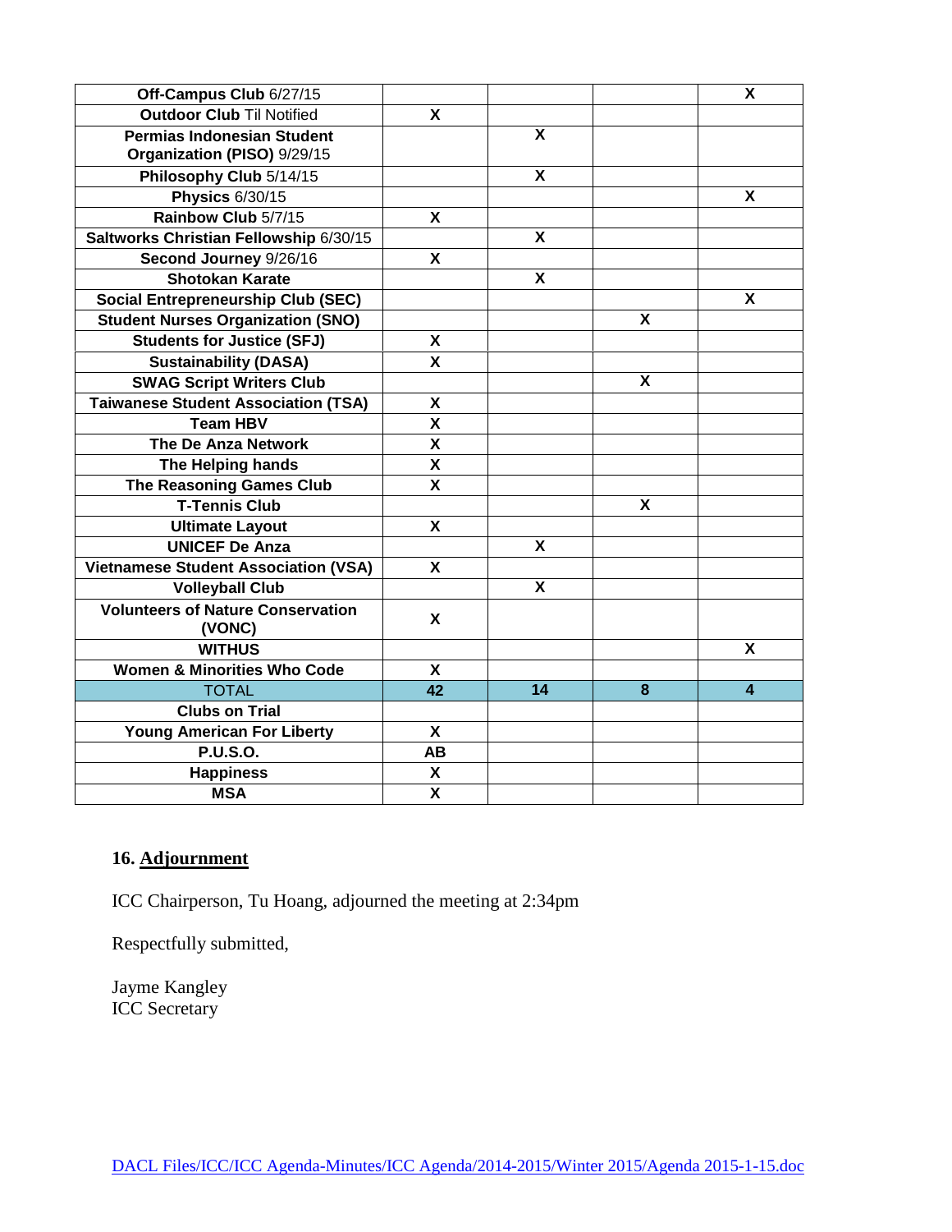| | | | | |
|---|---|---|---|---|
| **Off-Campus Club** 6/27/15 | | | | **X** |
| **Outdoor Club** Til Notified | **X** | | | |
| **Permias Indonesian Student Organization (PISO)** 9/29/15 | | **X** | | |
| **Philosophy Club** 5/14/15 | | **X** | | |
| **Physics** 6/30/15 | | | | **X** |
| **Rainbow Club** 5/7/15 | **X** | | | |
| **Saltworks Christian Fellowship** 6/30/15 | | **X** | | |
| **Second Journey** 9/26/16 | **X** | | | |
| **Shotokan Karate** | | **X** | | |
| **Social Entrepreneurship Club (SEC)** | | | | **X** |
| **Student Nurses Organization (SNO)** | | | **X** | |
| **Students for Justice (SFJ)** | **X** | | | |
| **Sustainability (DASA)** | **X** | | | |
| **SWAG Script Writers Club** | | | **X** | |
| **Taiwanese Student Association (TSA)** | **X** | | | |
| **Team HBV** | **X** | | | |
| **The De Anza Network** | **X** | | | |
| **The Helping hands** | **X** | | | |
| **The Reasoning Games Club** | **X** | | | |
| **T-Tennis Club** | | | **X** | |
| **Ultimate Layout** | **X** | | | |
| **UNICEF De Anza** | | **X** | | |
| **Vietnamese Student Association (VSA)** | **X** | | | |
| **Volleyball Club** | | **X** | | |
| **Volunteers of Nature Conservation (VONC)** | **X** | | | |
| **WITHUS** | | | | **X** |
| **Women & Minorities Who Code** | **X** | | | |
| TOTAL | **42** | **14** | **8** | **4** |
| **Clubs on Trial** | | | | |
| **Young American For Liberty** | **X** | | | |
| **P.U.S.O.** | **AB** | | | |
| **Happiness** | **X** | | | |
| **MSA** | **X** | | | |

## 16. Adjournment

ICC Chairperson, Tu Hoang, adjourned the meeting at 2:34pm

Respectfully submitted,

Jayme Kangley
ICC Secretary

DACL Files/ICC/ICC Agenda-Minutes/ICC Agenda/2014-2015/Winter 2015/Agenda 2015-1-15.doc